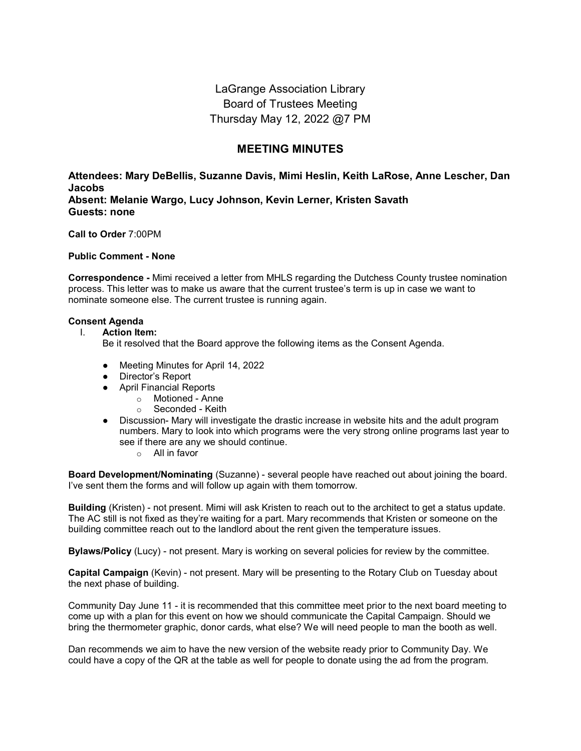# LaGrange Association Library
# Board of Trustees Meeting
# Thursday May 12, 2022 @7 PM

## MEETING MINUTES

**Attendees: Mary DeBellis, Suzanne Davis, Mimi Heslin, Keith LaRose, Anne Lescher, Dan Jacobs**
**Absent: Melanie Wargo, Lucy Johnson, Kevin Lerner, Kristen Savath**
**Guests: none**

**Call to Order** 7:00PM

**Public Comment - None**

**Correspondence -** Mimi received a letter from MHLS regarding the Dutchess County trustee nomination process. This letter was to make us aware that the current trustee's term is up in case we want to nominate someone else. The current trustee is running again.

**Consent Agenda**

I. **Action Item:**
   Be it resolved that the Board approve the following items as the Consent Agenda.

   - Meeting Minutes for April 14, 2022
   - Director's Report
   - April Financial Reports
     - Motioned - Anne
     - Seconded - Keith
   - Discussion- Mary will investigate the drastic increase in website hits and the adult program numbers. Mary to look into which programs were the very strong online programs last year to see if there are any we should continue.
     - All in favor

**Board Development/Nominating** (Suzanne) - several people have reached out about joining the board. I've sent them the forms and will follow up again with them tomorrow.

**Building** (Kristen) - not present. Mimi will ask Kristen to reach out to the architect to get a status update. The AC still is not fixed as they're waiting for a part. Mary recommends that Kristen or someone on the building committee reach out to the landlord about the rent given the temperature issues.

**Bylaws/Policy** (Lucy) - not present. Mary is working on several policies for review by the committee.

**Capital Campaign** (Kevin) - not present. Mary will be presenting to the Rotary Club on Tuesday about the next phase of building.

Community Day June 11 - it is recommended that this committee meet prior to the next board meeting to come up with a plan for this event on how we should communicate the Capital Campaign. Should we bring the thermometer graphic, donor cards, what else? We will need people to man the booth as well.

Dan recommends we aim to have the new version of the website ready prior to Community Day. We could have a copy of the QR at the table as well for people to donate using the ad from the program.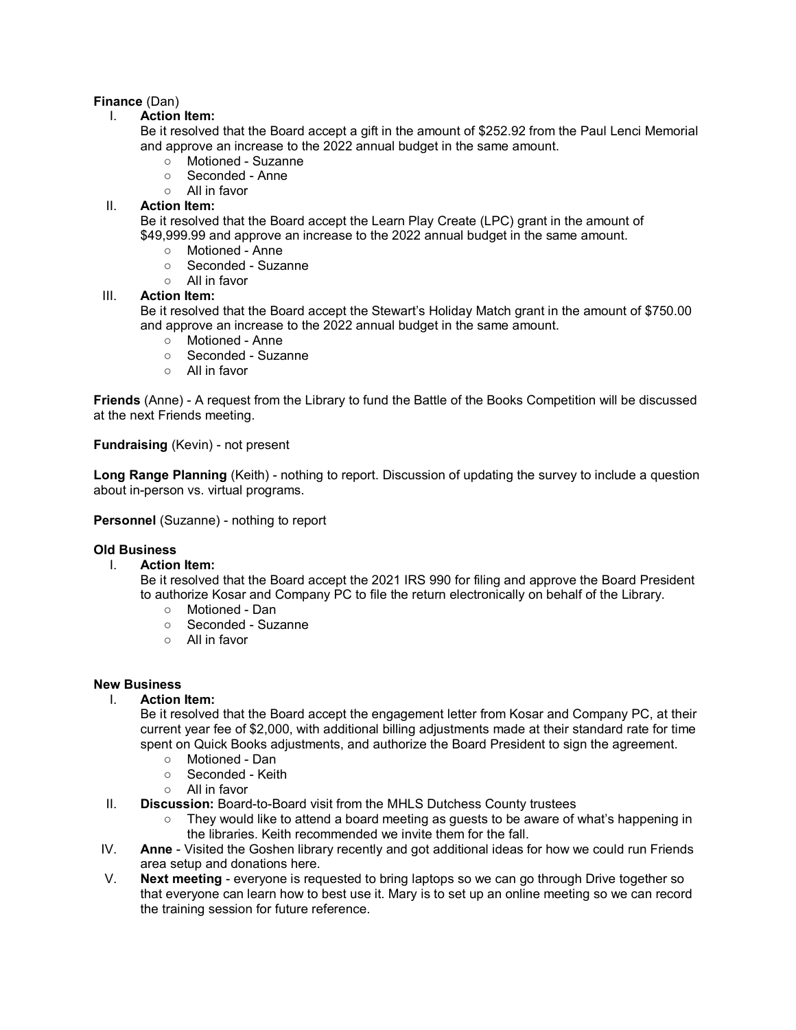**Finance** (Dan)

I. **Action Item:**
   Be it resolved that the Board accept a gift in the amount of $252.92 from the Paul Lenci Memorial and approve an increase to the 2022 annual budget in the same amount.
   - Motioned - Suzanne
   - Seconded - Anne
   - All in favor

II. **Action Item:**
   Be it resolved that the Board accept the Learn Play Create (LPC) grant in the amount of $49,999.99 and approve an increase to the 2022 annual budget in the same amount.
   - Motioned - Anne
   - Seconded - Suzanne
   - All in favor

III. **Action Item:**
   Be it resolved that the Board accept the Stewart's Holiday Match grant in the amount of $750.00 and approve an increase to the 2022 annual budget in the same amount.
   - Motioned - Anne
   - Seconded - Suzanne
   - All in favor

**Friends** (Anne) - A request from the Library to fund the Battle of the Books Competition will be discussed at the next Friends meeting.

**Fundraising** (Kevin) - not present

**Long Range Planning** (Keith) - nothing to report. Discussion of updating the survey to include a question about in-person vs. virtual programs.

**Personnel** (Suzanne) - nothing to report

**Old Business**

I. **Action Item:**
   Be it resolved that the Board accept the 2021 IRS 990 for filing and approve the Board President to authorize Kosar and Company PC to file the return electronically on behalf of the Library.
   - Motioned - Dan
   - Seconded - Suzanne
   - All in favor

**New Business**

I. **Action Item:**
   Be it resolved that the Board accept the engagement letter from Kosar and Company PC, at their current year fee of $2,000, with additional billing adjustments made at their standard rate for time spent on Quick Books adjustments, and authorize the Board President to sign the agreement.
   - Motioned - Dan
   - Seconded - Keith
   - All in favor

II. **Discussion:** Board-to-Board visit from the MHLS Dutchess County trustees
   - They would like to attend a board meeting as guests to be aware of what's happening in the libraries. Keith recommended we invite them for the fall.

IV. **Anne** - Visited the Goshen library recently and got additional ideas for how we could run Friends area setup and donations here.

V. **Next meeting** - everyone is requested to bring laptops so we can go through Drive together so that everyone can learn how to best use it. Mary is to set up an online meeting so we can record the training session for future reference.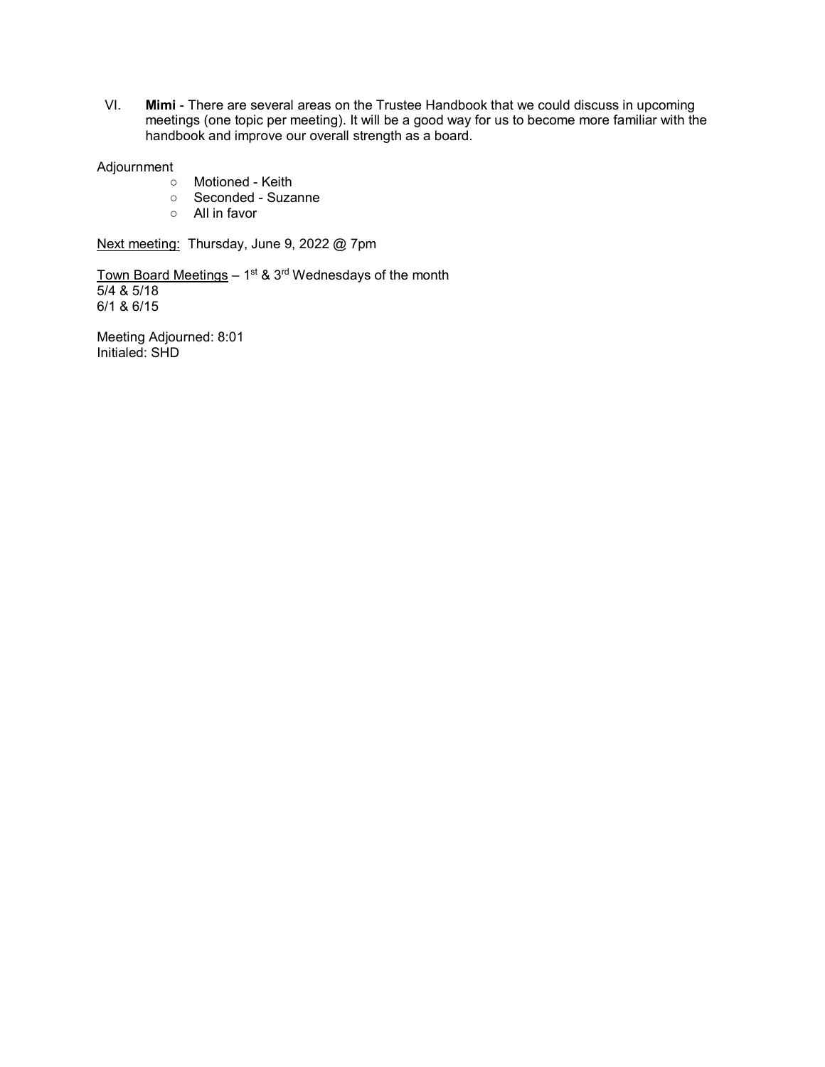VI. **Mimi** - There are several areas on the Trustee Handbook that we could discuss in upcoming meetings (one topic per meeting). It will be a good way for us to become more familiar with the handbook and improve our overall strength as a board.

Adjournment

- Motioned - Keith
- Seconded - Suzanne
- All in favor

<u>Next meeting:</u> Thursday, June 9, 2022 @ 7pm

<u>Town Board Meetings</u> – 1st & 3rd Wednesdays of the month
5/4 & 5/18
6/1 & 6/15

Meeting Adjourned: 8:01
Initialed: SHD